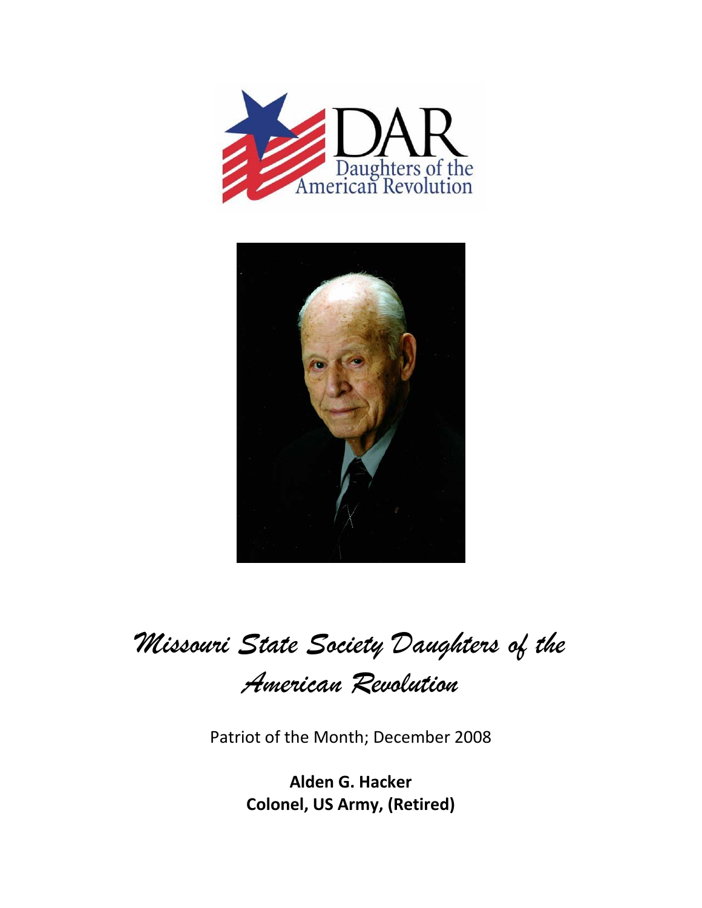# Missouri State Society Daughters of the American Revolution

Patriot of the Month; December 2008

**Alden G. Hacker**
**Colonel, US Army, (Retired)**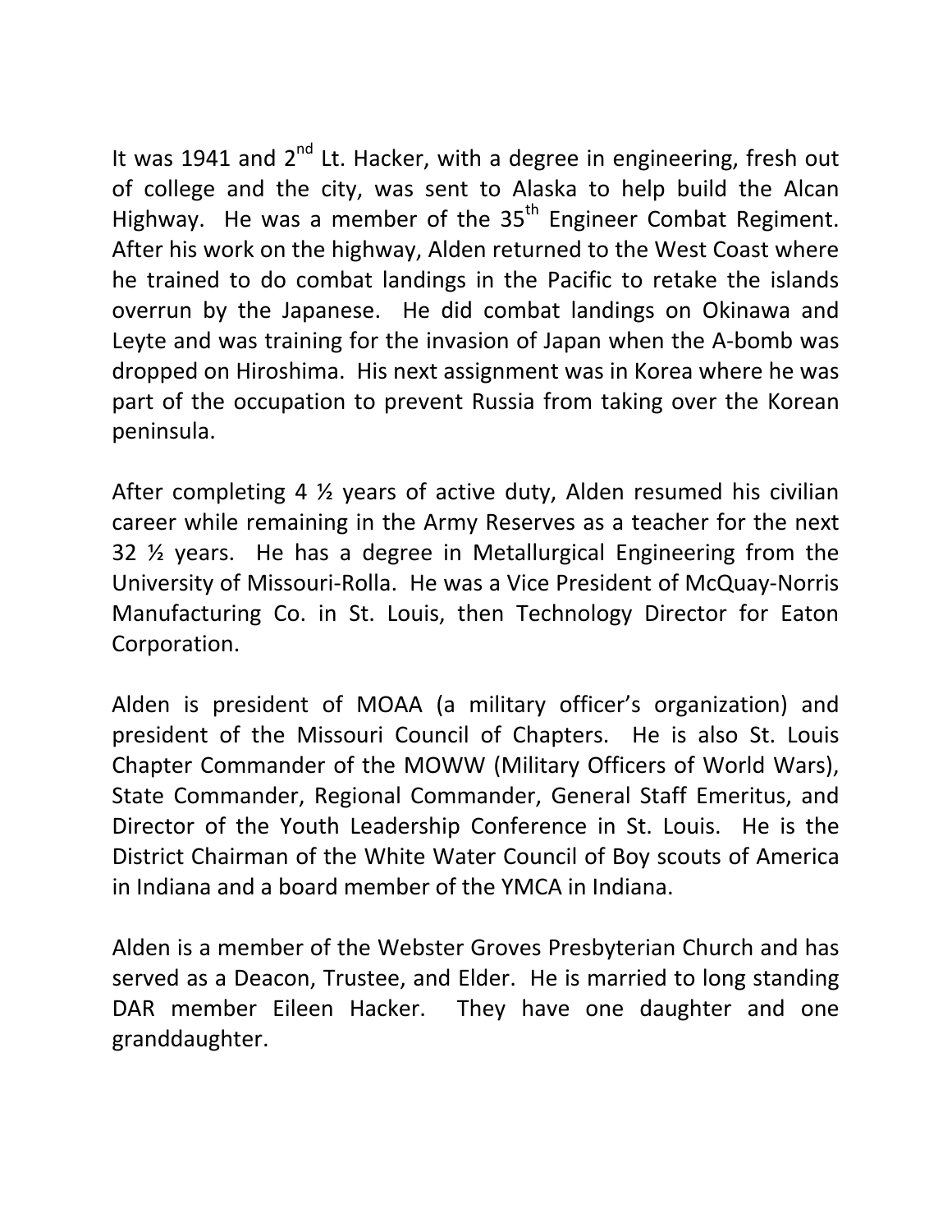It was 1941 and 2nd Lt. Hacker, with a degree in engineering, fresh out of college and the city, was sent to Alaska to help build the Alcan Highway. He was a member of the 35th Engineer Combat Regiment. After his work on the highway, Alden returned to the West Coast where he trained to do combat landings in the Pacific to retake the islands overrun by the Japanese. He did combat landings on Okinawa and Leyte and was training for the invasion of Japan when the A-bomb was dropped on Hiroshima. His next assignment was in Korea where he was part of the occupation to prevent Russia from taking over the Korean peninsula.

After completing 4 ½ years of active duty, Alden resumed his civilian career while remaining in the Army Reserves as a teacher for the next 32 ½ years. He has a degree in Metallurgical Engineering from the University of Missouri-Rolla. He was a Vice President of McQuay-Norris Manufacturing Co. in St. Louis, then Technology Director for Eaton Corporation.

Alden is president of MOAA (a military officer's organization) and president of the Missouri Council of Chapters. He is also St. Louis Chapter Commander of the MOWW (Military Officers of World Wars), State Commander, Regional Commander, General Staff Emeritus, and Director of the Youth Leadership Conference in St. Louis. He is the District Chairman of the White Water Council of Boy scouts of America in Indiana and a board member of the YMCA in Indiana.

Alden is a member of the Webster Groves Presbyterian Church and has served as a Deacon, Trustee, and Elder. He is married to long standing DAR member Eileen Hacker. They have one daughter and one granddaughter.